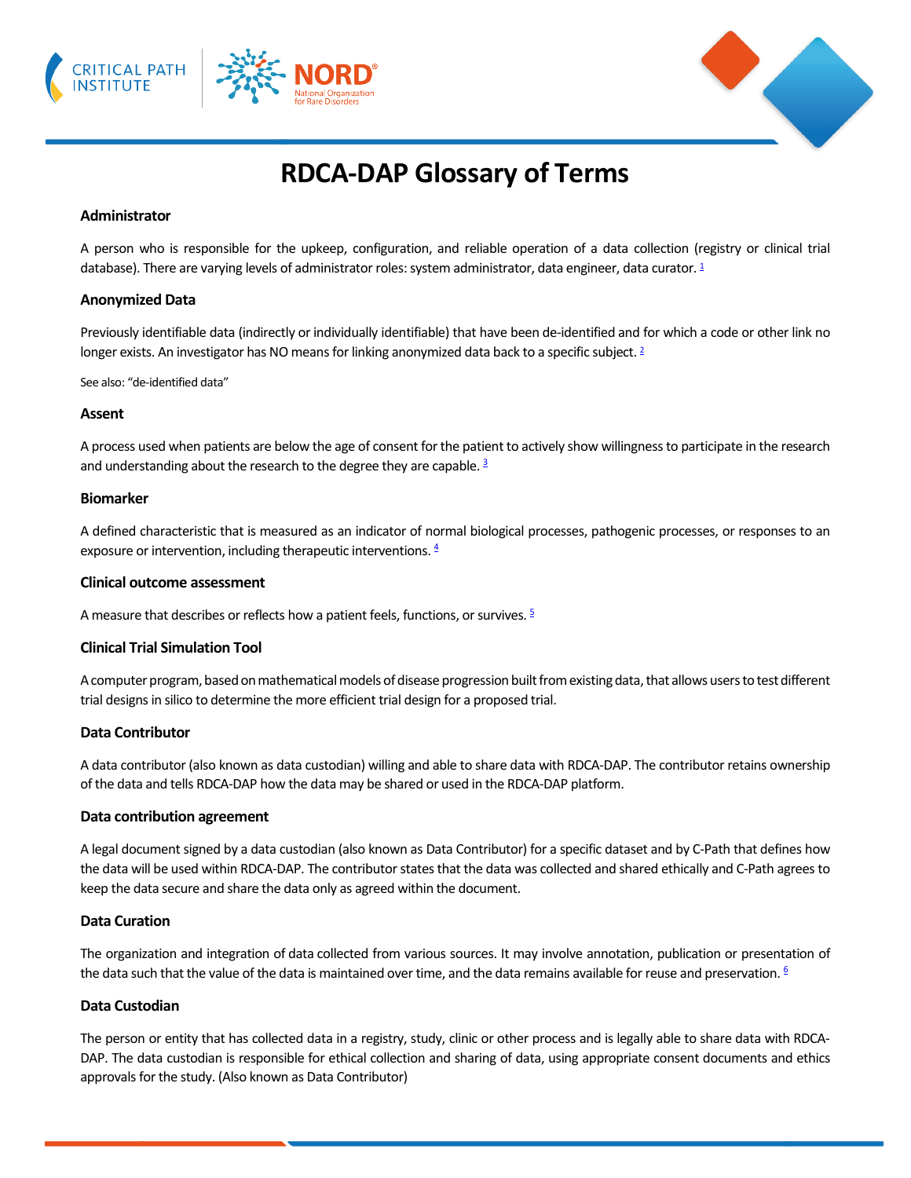# RDCA-DAP Glossary of Terms

### Administrator

A person who is responsible for the upkeep, configuration, and reliable operation of a data collection (registry or clinical trial database). There are varying levels of administrator roles: system administrator, data engineer, data curator. [1]

### Anonymized Data

Previously identifiable data (indirectly or individually identifiable) that have been de-identified and for which a code or other link no longer exists. An investigator has NO means for linking anonymized data back to a specific subject. [2]

See also: "de-identified data"

### Assent

A process used when patients are below the age of consent for the patient to actively show willingness to participate in the research and understanding about the research to the degree they are capable. [3]

### Biomarker

A defined characteristic that is measured as an indicator of normal biological processes, pathogenic processes, or responses to an exposure or intervention, including therapeutic interventions. [4]

### Clinical outcome assessment

A measure that describes or reflects how a patient feels, functions, or survives. [5]

### Clinical Trial Simulation Tool

A computer program, based on mathematical models of disease progression built from existing data, that allows users to test different trial designs in silico to determine the more efficient trial design for a proposed trial.

### Data Contributor

A data contributor (also known as data custodian) willing and able to share data with RDCA-DAP. The contributor retains ownership of the data and tells RDCA-DAP how the data may be shared or used in the RDCA-DAP platform.

### Data contribution agreement

A legal document signed by a data custodian (also known as Data Contributor) for a specific dataset and by C-Path that defines how the data will be used within RDCA-DAP. The contributor states that the data was collected and shared ethically and C-Path agrees to keep the data secure and share the data only as agreed within the document.

### Data Curation

The organization and integration of data collected from various sources. It may involve annotation, publication or presentation of the data such that the value of the data is maintained over time, and the data remains available for reuse and preservation. [6]

### Data Custodian

The person or entity that has collected data in a registry, study, clinic or other process and is legally able to share data with RDCA-DAP. The data custodian is responsible for ethical collection and sharing of data, using appropriate consent documents and ethics approvals for the study. (Also known as Data Contributor)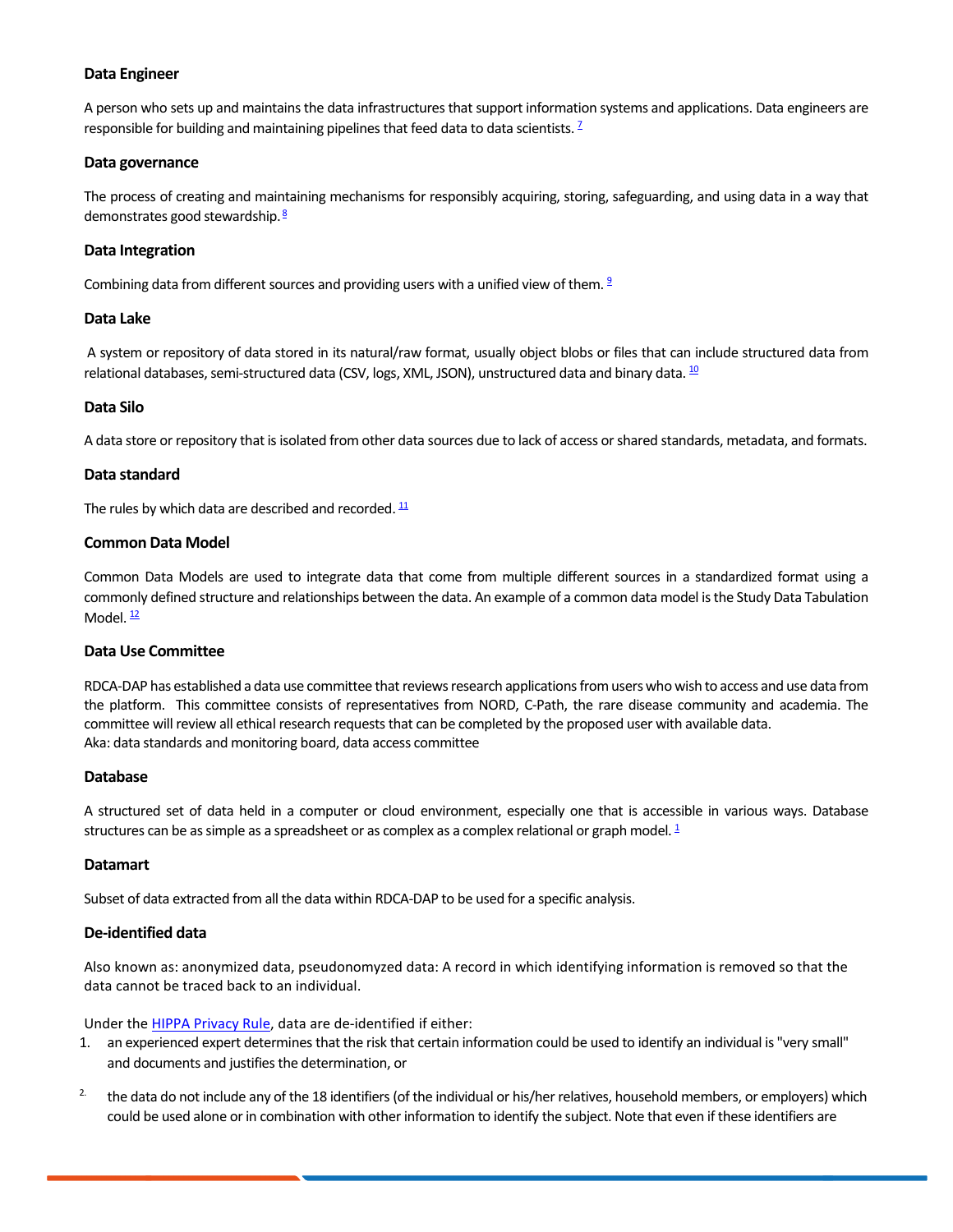### Data Engineer

A person who sets up and maintains the data infrastructures that support information systems and applications. Data engineers are responsible for building and maintaining pipelines that feed data to data scientists. [7]

### Data governance

The process of creating and maintaining mechanisms for responsibly acquiring, storing, safeguarding, and using data in a way that demonstrates good stewardship. [8]

### Data Integration

Combining data from different sources and providing users with a unified view of them. [9]

### Data Lake

A system or repository of data stored in its natural/raw format, usually object blobs or files that can include structured data from relational databases, semi-structured data (CSV, logs, XML, JSON), unstructured data and binary data. [10]

### Data Silo

A data store or repository that is isolated from other data sources due to lack of access or shared standards, metadata, and formats.

### Data standard

The rules by which data are described and recorded. [11]

### Common Data Model

Common Data Models are used to integrate data that come from multiple different sources in a standardized format using a commonly defined structure and relationships between the data. An example of a common data model is the Study Data Tabulation Model. [12]

### Data Use Committee

RDCA-DAP has established a data use committee that reviews research applications from users who wish to access and use data from the platform. This committee consists of representatives from NORD, C-Path, the rare disease community and academia. The committee will review all ethical research requests that can be completed by the proposed user with available data.
Aka: data standards and monitoring board, data access committee

### Database

A structured set of data held in a computer or cloud environment, especially one that is accessible in various ways. Database structures can be as simple as a spreadsheet or as complex as a complex relational or graph model. [1]

### Datamart

Subset of data extracted from all the data within RDCA-DAP to be used for a specific analysis.

### De-identified data

Also known as: anonymized data, pseudonomyzed data: A record in which identifying information is removed so that the data cannot be traced back to an individual.

Under the HIPPA Privacy Rule, data are de-identified if either:

1. an experienced expert determines that the risk that certain information could be used to identify an individual is "very small" and documents and justifies the determination, or
2. the data do not include any of the 18 identifiers (of the individual or his/her relatives, household members, or employers) which could be used alone or in combination with other information to identify the subject. Note that even if these identifiers are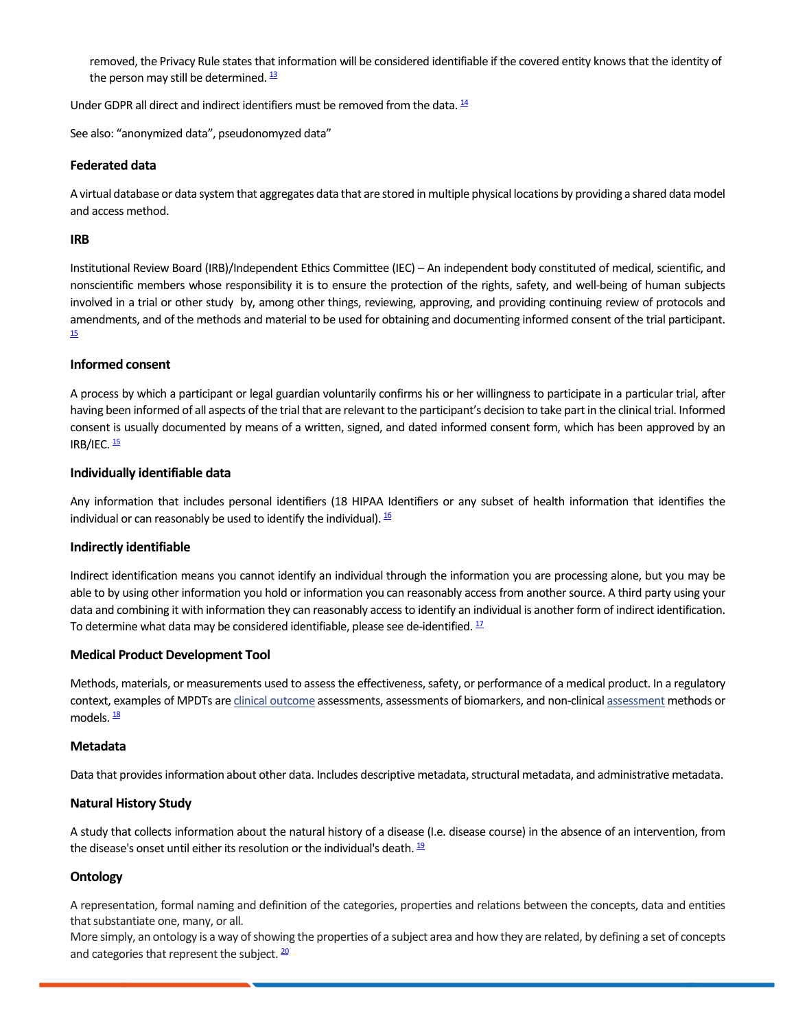removed, the Privacy Rule states that information will be considered identifiable if the covered entity knows that the identity of the person may still be determined. [13]

Under GDPR all direct and indirect identifiers must be removed from the data. [14]

See also: "anonymized data", pseudonomyzed data"

### Federated data

A virtual database or data system that aggregates data that are stored in multiple physical locations by providing a shared data model and access method.

### IRB

Institutional Review Board (IRB)/Independent Ethics Committee (IEC) – An independent body constituted of medical, scientific, and nonscientific members whose responsibility it is to ensure the protection of the rights, safety, and well-being of human subjects involved in a trial or other study by, among other things, reviewing, approving, and providing continuing review of protocols and amendments, and of the methods and material to be used for obtaining and documenting informed consent of the trial participant. [15]

### Informed consent

A process by which a participant or legal guardian voluntarily confirms his or her willingness to participate in a particular trial, after having been informed of all aspects of the trial that are relevant to the participant's decision to take part in the clinical trial. Informed consent is usually documented by means of a written, signed, and dated informed consent form, which has been approved by an IRB/IEC. [15]

### Individually identifiable data

Any information that includes personal identifiers (18 HIPAA Identifiers or any subset of health information that identifies the individual or can reasonably be used to identify the individual). [16]

### Indirectly identifiable

Indirect identification means you cannot identify an individual through the information you are processing alone, but you may be able to by using other information you hold or information you can reasonably access from another source. A third party using your data and combining it with information they can reasonably access to identify an individual is another form of indirect identification. To determine what data may be considered identifiable, please see de-identified. [17]

### Medical Product Development Tool

Methods, materials, or measurements used to assess the effectiveness, safety, or performance of a medical product. In a regulatory context, examples of MPDTs are clinical outcome assessments, assessments of biomarkers, and non-clinical assessment methods or models. [18]

### Metadata

Data that provides information about other data. Includes descriptive metadata, structural metadata, and administrative metadata.

### Natural History Study

A study that collects information about the natural history of a disease (I.e. disease course) in the absence of an intervention, from the disease's onset until either its resolution or the individual's death. [19]

### Ontology

A representation, formal naming and definition of the categories, properties and relations between the concepts, data and entities that substantiate one, many, or all.
More simply, an ontology is a way of showing the properties of a subject area and how they are related, by defining a set of concepts and categories that represent the subject. [20]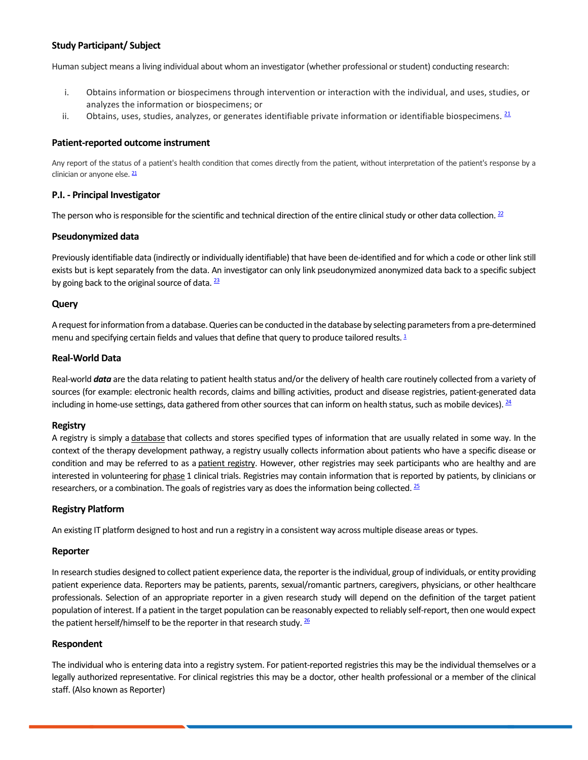### Study Participant/ Subject

Human subject means a living individual about whom an investigator (whether professional or student) conducting research:

i. Obtains information or biospecimens through intervention or interaction with the individual, and uses, studies, or analyzes the information or biospecimens; or
ii. Obtains, uses, studies, analyzes, or generates identifiable private information or identifiable biospecimens. [21]

### Patient-reported outcome instrument

Any report of the status of a patient's health condition that comes directly from the patient, without interpretation of the patient's response by a clinician or anyone else. [21]

### P.I. - Principal Investigator

The person who is responsible for the scientific and technical direction of the entire clinical study or other data collection. [22]

### Pseudonymized data

Previously identifiable data (indirectly or individually identifiable) that have been de-identified and for which a code or other link still exists but is kept separately from the data. An investigator can only link pseudonymized anonymized data back to a specific subject by going back to the original source of data. [23]

### Query

A request for information from a database. Queries can be conducted in the database by selecting parameters from a pre-determined menu and specifying certain fields and values that define that query to produce tailored results. [1]

### Real-World Data

Real-world ***data*** are the data relating to patient health status and/or the delivery of health care routinely collected from a variety of sources (for example: electronic health records, claims and billing activities, product and disease registries, patient-generated data including in home-use settings, data gathered from other sources that can inform on health status, such as mobile devices). [24]

### Registry

A registry is simply a database that collects and stores specified types of information that are usually related in some way. In the context of the therapy development pathway, a registry usually collects information about patients who have a specific disease or condition and may be referred to as a patient registry. However, other registries may seek participants who are healthy and are interested in volunteering for phase 1 clinical trials. Registries may contain information that is reported by patients, by clinicians or researchers, or a combination. The goals of registries vary as does the information being collected. [25]

### Registry Platform

An existing IT platform designed to host and run a registry in a consistent way across multiple disease areas or types.

### Reporter

In research studies designed to collect patient experience data, the reporter is the individual, group of individuals, or entity providing patient experience data. Reporters may be patients, parents, sexual/romantic partners, caregivers, physicians, or other healthcare professionals. Selection of an appropriate reporter in a given research study will depend on the definition of the target patient population of interest. If a patient in the target population can be reasonably expected to reliably self-report, then one would expect the patient herself/himself to be the reporter in that research study. [26]

### Respondent

The individual who is entering data into a registry system. For patient-reported registries this may be the individual themselves or a legally authorized representative. For clinical registries this may be a doctor, other health professional or a member of the clinical staff. (Also known as Reporter)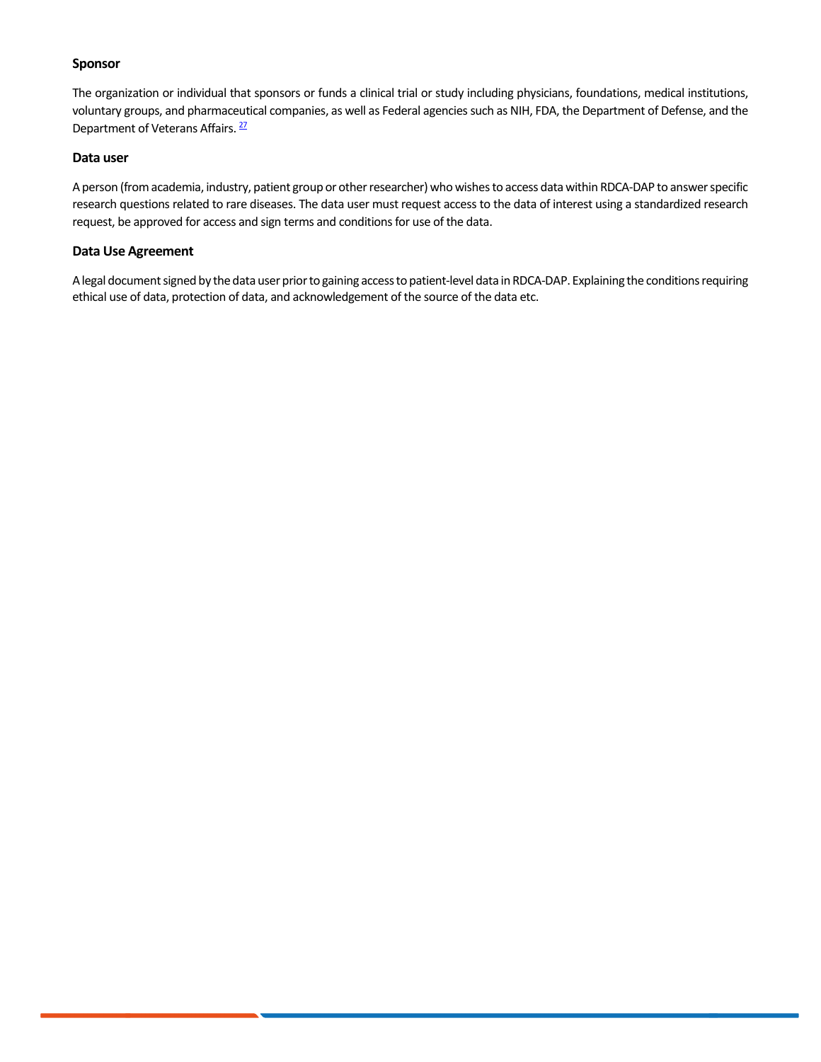### Sponsor

The organization or individual that sponsors or funds a clinical trial or study including physicians, foundations, medical institutions, voluntary groups, and pharmaceutical companies, as well as Federal agencies such as NIH, FDA, the Department of Defense, and the Department of Veterans Affairs. [27]

### Data user

A person (from academia, industry, patient group or other researcher) who wishes to access data within RDCA-DAP to answer specific research questions related to rare diseases. The data user must request access to the data of interest using a standardized research request, be approved for access and sign terms and conditions for use of the data.

### Data Use Agreement

A legal document signed by the data user prior to gaining access to patient-level data in RDCA-DAP. Explaining the conditions requiring ethical use of data, protection of data, and acknowledgement of the source of the data etc.